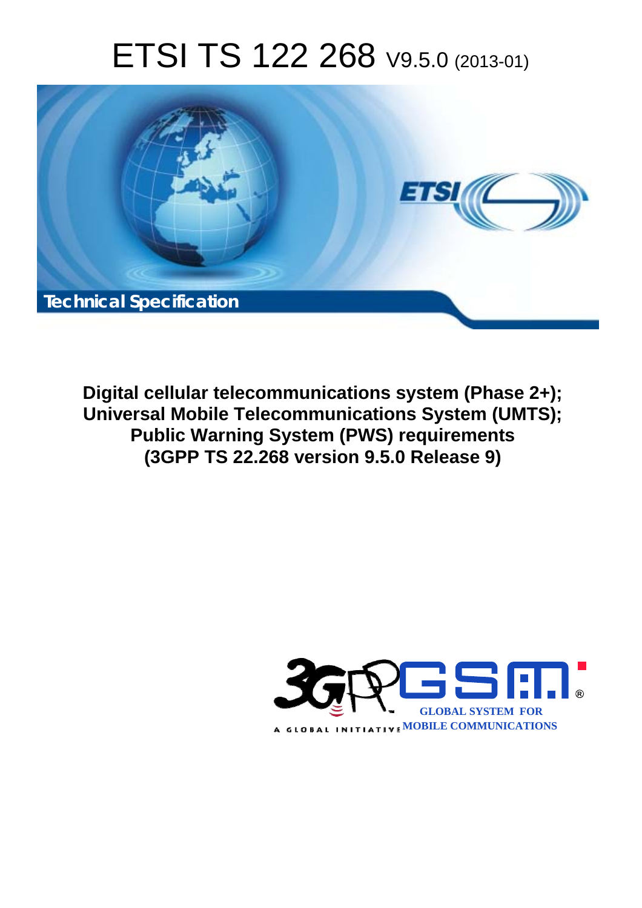# ETSI TS 122 268 V9.5.0 (2013-01)

Technical Specification

**Digital cellular telecommunications system (Phase 2+);**
**Universal Mobile Telecommunications System (UMTS);**
**Public Warning System (PWS) requirements**
**(3GPP TS 22.268 version 9.5.0 Release 9)**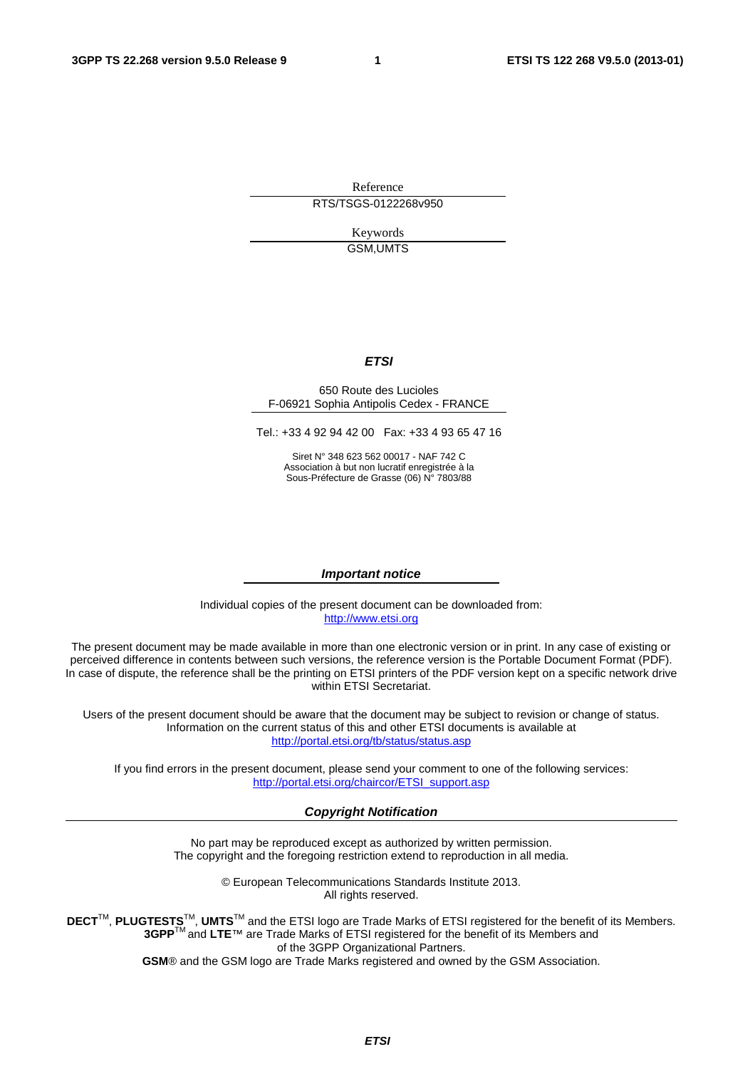Reference

RTS/TSGS-0122268v950

Keywords

GSM,UMTS

***ETSI***

650 Route des Lucioles
F-06921 Sophia Antipolis Cedex - FRANCE

Tel.: +33 4 92 94 42 00 Fax: +33 4 93 65 47 16

Siret N° 348 623 562 00017 - NAF 742 C
Association à but non lucratif enregistrée à la
Sous-Préfecture de Grasse (06) N° 7803/88

***Important notice***

Individual copies of the present document can be downloaded from:
http://www.etsi.org

The present document may be made available in more than one electronic version or in print. In any case of existing or perceived difference in contents between such versions, the reference version is the Portable Document Format (PDF). In case of dispute, the reference shall be the printing on ETSI printers of the PDF version kept on a specific network drive within ETSI Secretariat.

Users of the present document should be aware that the document may be subject to revision or change of status. Information on the current status of this and other ETSI documents is available at
http://portal.etsi.org/tb/status/status.asp

If you find errors in the present document, please send your comment to one of the following services:
http://portal.etsi.org/chaircor/ETSI_support.asp

***Copyright Notification***

No part may be reproduced except as authorized by written permission.
The copyright and the foregoing restriction extend to reproduction in all media.

© European Telecommunications Standards Institute 2013.
All rights reserved.

**DECT**™, **PLUGTESTS**™, **UMTS**™ and the ETSI logo are Trade Marks of ETSI registered for the benefit of its Members.
**3GPP**™ and **LTE**™ are Trade Marks of ETSI registered for the benefit of its Members and of the 3GPP Organizational Partners.
**GSM**® and the GSM logo are Trade Marks registered and owned by the GSM Association.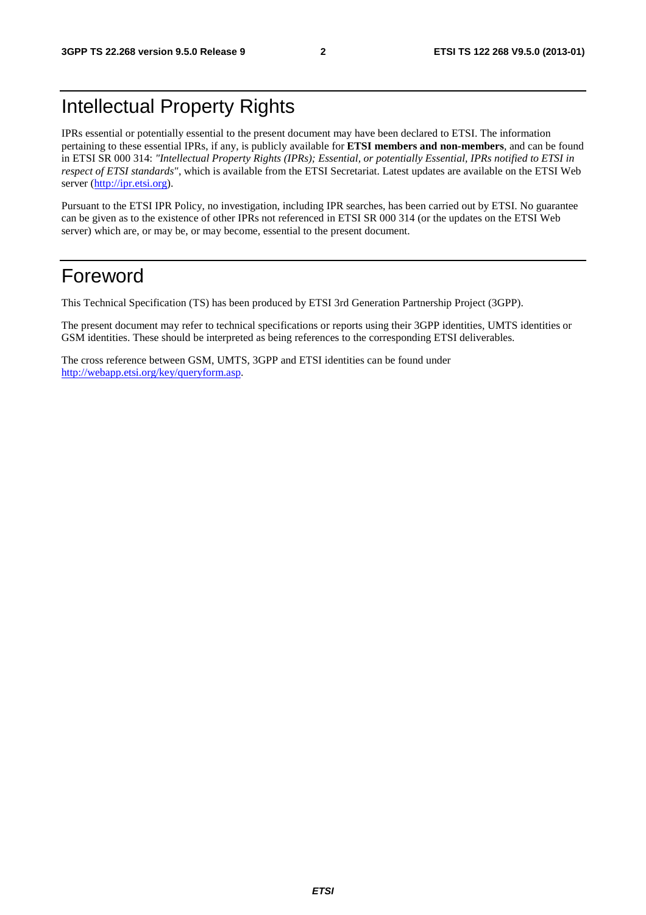# Intellectual Property Rights

IPRs essential or potentially essential to the present document may have been declared to ETSI. The information pertaining to these essential IPRs, if any, is publicly available for **ETSI members and non-members**, and can be found in ETSI SR 000 314: *"Intellectual Property Rights (IPRs); Essential, or potentially Essential, IPRs notified to ETSI in respect of ETSI standards"*, which is available from the ETSI Secretariat. Latest updates are available on the ETSI Web server (http://ipr.etsi.org).

Pursuant to the ETSI IPR Policy, no investigation, including IPR searches, has been carried out by ETSI. No guarantee can be given as to the existence of other IPRs not referenced in ETSI SR 000 314 (or the updates on the ETSI Web server) which are, or may be, or may become, essential to the present document.

# Foreword

This Technical Specification (TS) has been produced by ETSI 3rd Generation Partnership Project (3GPP).

The present document may refer to technical specifications or reports using their 3GPP identities, UMTS identities or GSM identities. These should be interpreted as being references to the corresponding ETSI deliverables.

The cross reference between GSM, UMTS, 3GPP and ETSI identities can be found under http://webapp.etsi.org/key/queryform.asp.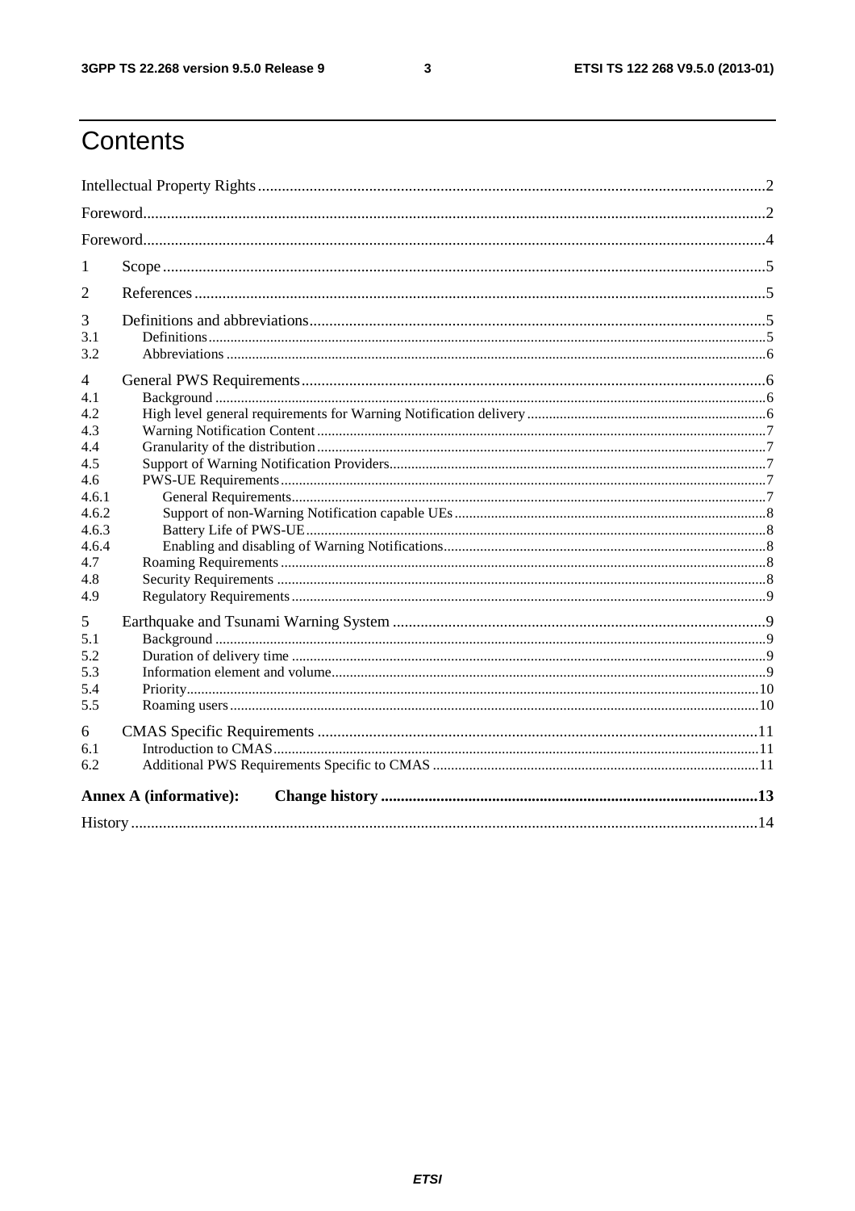# Contents

Intellectual Property Rights ..... 2

Foreword ..... 2

Foreword ..... 4

1 Scope ..... 5

2 References ..... 5

3 Definitions and abbreviations ..... 5

3.1 Definitions ..... 5

3.2 Abbreviations ..... 6

4 General PWS Requirements ..... 6

4.1 Background ..... 6

4.2 High level general requirements for Warning Notification delivery ..... 6

4.3 Warning Notification Content ..... 7

4.4 Granularity of the distribution ..... 7

4.5 Support of Warning Notification Providers ..... 7

4.6 PWS-UE Requirements ..... 7

4.6.1 General Requirements ..... 7

4.6.2 Support of non-Warning Notification capable UEs ..... 8

4.6.3 Battery Life of PWS-UE ..... 8

4.6.4 Enabling and disabling of Warning Notifications ..... 8

4.7 Roaming Requirements ..... 8

4.8 Security Requirements ..... 8

4.9 Regulatory Requirements ..... 9

5 Earthquake and Tsunami Warning System ..... 9

5.1 Background ..... 9

5.2 Duration of delivery time ..... 9

5.3 Information element and volume ..... 9

5.4 Priority ..... 10

5.5 Roaming users ..... 10

6 CMAS Specific Requirements ..... 11

6.1 Introduction to CMAS ..... 11

6.2 Additional PWS Requirements Specific to CMAS ..... 11

**Annex A (informative): Change history ..... 13**

History ..... 14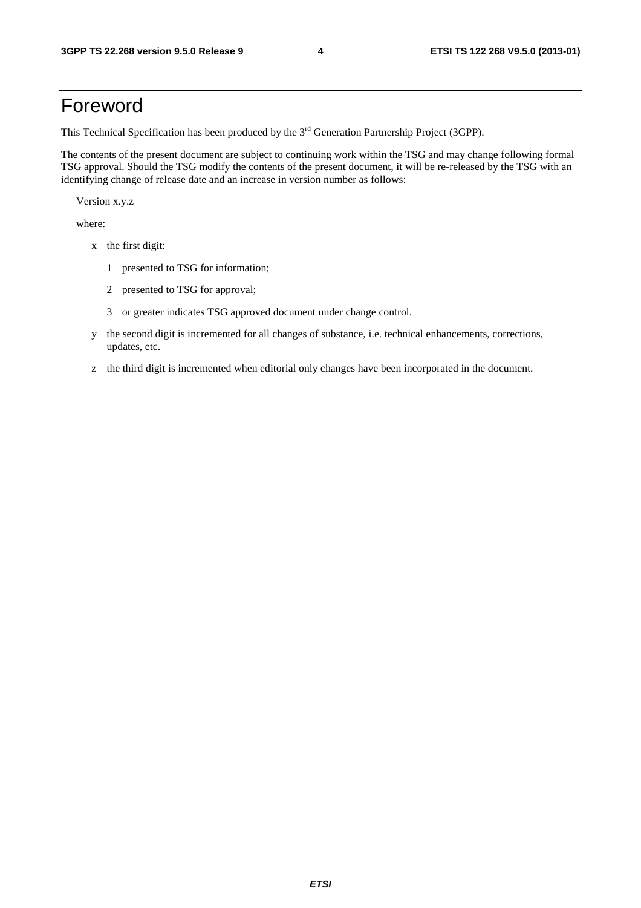# Foreword

This Technical Specification has been produced by the 3rd Generation Partnership Project (3GPP).

The contents of the present document are subject to continuing work within the TSG and may change following formal TSG approval. Should the TSG modify the contents of the present document, it will be re-released by the TSG with an identifying change of release date and an increase in version number as follows:

Version x.y.z

where:

- x the first digit:
  - 1 presented to TSG for information;
  - 2 presented to TSG for approval;
  - 3 or greater indicates TSG approved document under change control.
- y the second digit is incremented for all changes of substance, i.e. technical enhancements, corrections, updates, etc.
- z the third digit is incremented when editorial only changes have been incorporated in the document.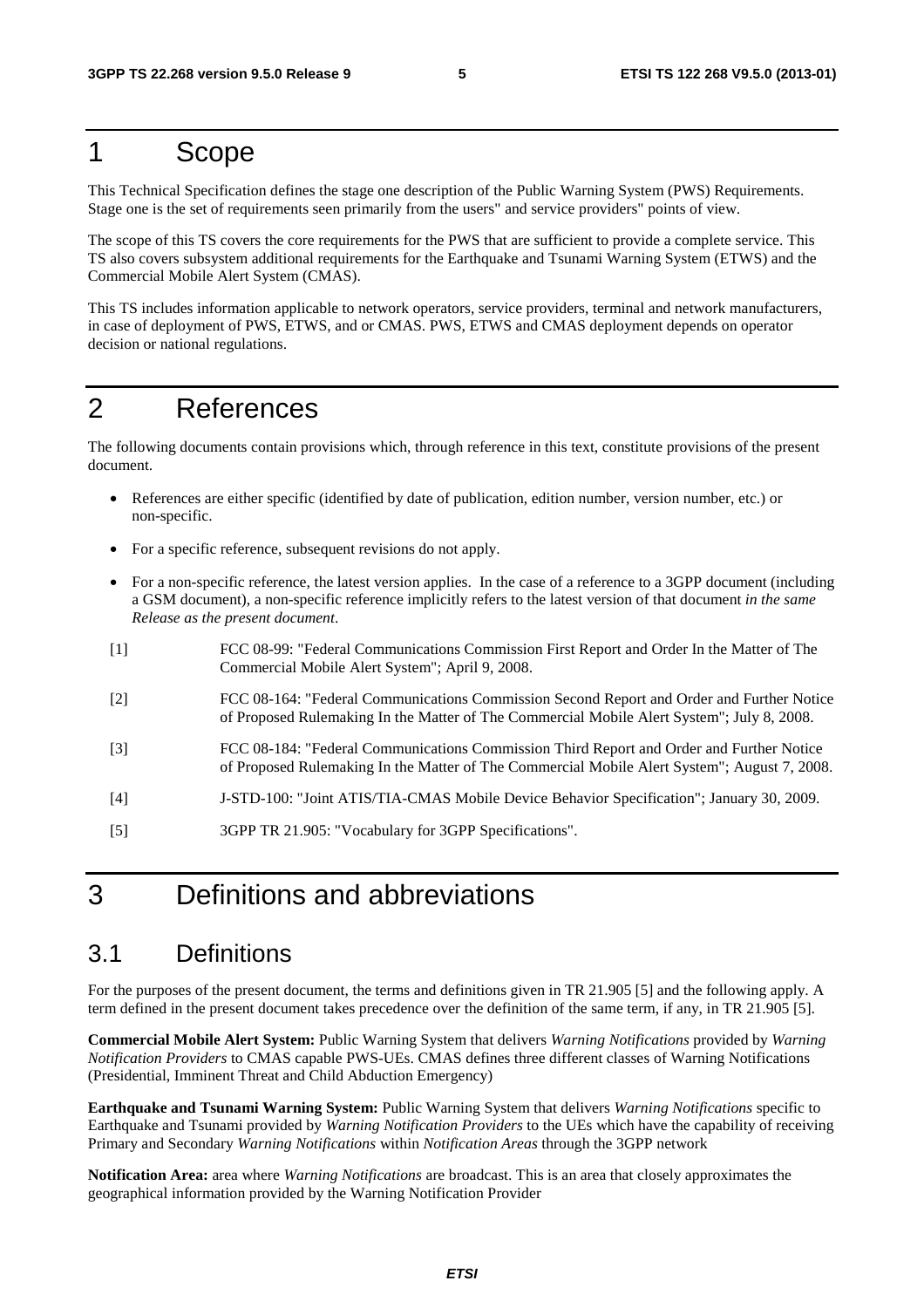# 1 Scope

This Technical Specification defines the stage one description of the Public Warning System (PWS) Requirements. Stage one is the set of requirements seen primarily from the users" and service providers" points of view.

The scope of this TS covers the core requirements for the PWS that are sufficient to provide a complete service. This TS also covers subsystem additional requirements for the Earthquake and Tsunami Warning System (ETWS) and the Commercial Mobile Alert System (CMAS).

This TS includes information applicable to network operators, service providers, terminal and network manufacturers, in case of deployment of PWS, ETWS, and or CMAS. PWS, ETWS and CMAS deployment depends on operator decision or national regulations.

# 2 References

The following documents contain provisions which, through reference in this text, constitute provisions of the present document.

- References are either specific (identified by date of publication, edition number, version number, etc.) or non-specific.
- For a specific reference, subsequent revisions do not apply.
- For a non-specific reference, the latest version applies. In the case of a reference to a 3GPP document (including a GSM document), a non-specific reference implicitly refers to the latest version of that document *in the same Release as the present document*.

[1] FCC 08-99: "Federal Communications Commission First Report and Order In the Matter of The Commercial Mobile Alert System"; April 9, 2008.

[2] FCC 08-164: "Federal Communications Commission Second Report and Order and Further Notice of Proposed Rulemaking In the Matter of The Commercial Mobile Alert System"; July 8, 2008.

[3] FCC 08-184: "Federal Communications Commission Third Report and Order and Further Notice of Proposed Rulemaking In the Matter of The Commercial Mobile Alert System"; August 7, 2008.

[4] J-STD-100: "Joint ATIS/TIA-CMAS Mobile Device Behavior Specification"; January 30, 2009.

[5] 3GPP TR 21.905: "Vocabulary for 3GPP Specifications".

# 3 Definitions and abbreviations

## 3.1 Definitions

For the purposes of the present document, the terms and definitions given in TR 21.905 [5] and the following apply. A term defined in the present document takes precedence over the definition of the same term, if any, in TR 21.905 [5].

**Commercial Mobile Alert System:** Public Warning System that delivers *Warning Notifications* provided by *Warning Notification Providers* to CMAS capable PWS-UEs. CMAS defines three different classes of Warning Notifications (Presidential, Imminent Threat and Child Abduction Emergency)

**Earthquake and Tsunami Warning System:** Public Warning System that delivers *Warning Notifications* specific to Earthquake and Tsunami provided by *Warning Notification Providers* to the UEs which have the capability of receiving Primary and Secondary *Warning Notifications* within *Notification Areas* through the 3GPP network

**Notification Area:** area where *Warning Notifications* are broadcast. This is an area that closely approximates the geographical information provided by the Warning Notification Provider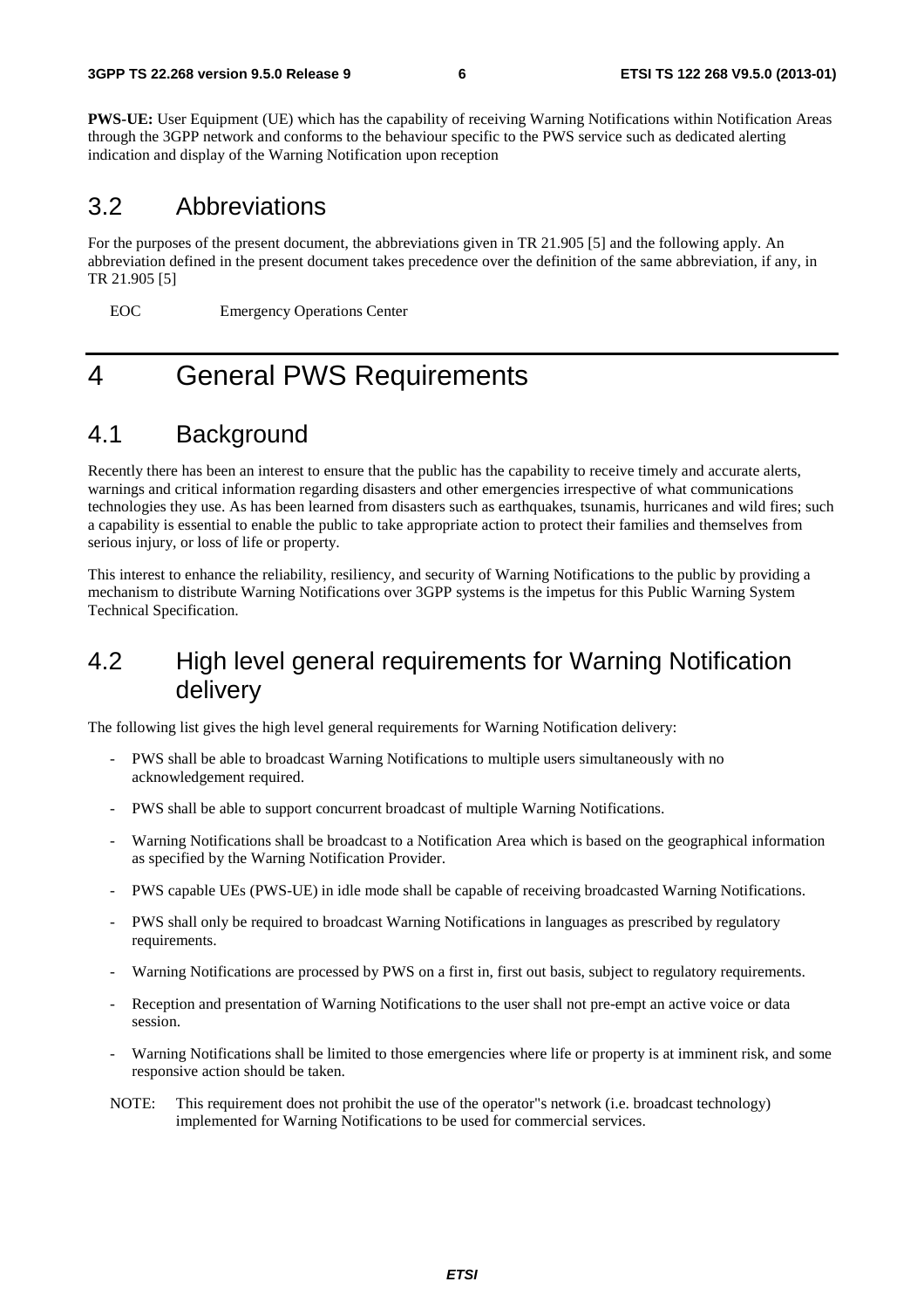**PWS-UE:** User Equipment (UE) which has the capability of receiving Warning Notifications within Notification Areas through the 3GPP network and conforms to the behaviour specific to the PWS service such as dedicated alerting indication and display of the Warning Notification upon reception

## 3.2 Abbreviations

For the purposes of the present document, the abbreviations given in TR 21.905 [5] and the following apply. An abbreviation defined in the present document takes precedence over the definition of the same abbreviation, if any, in TR 21.905 [5]

EOC Emergency Operations Center

# 4 General PWS Requirements

## 4.1 Background

Recently there has been an interest to ensure that the public has the capability to receive timely and accurate alerts, warnings and critical information regarding disasters and other emergencies irrespective of what communications technologies they use. As has been learned from disasters such as earthquakes, tsunamis, hurricanes and wild fires; such a capability is essential to enable the public to take appropriate action to protect their families and themselves from serious injury, or loss of life or property.

This interest to enhance the reliability, resiliency, and security of Warning Notifications to the public by providing a mechanism to distribute Warning Notifications over 3GPP systems is the impetus for this Public Warning System Technical Specification.

## 4.2 High level general requirements for Warning Notification delivery

The following list gives the high level general requirements for Warning Notification delivery:

- PWS shall be able to broadcast Warning Notifications to multiple users simultaneously with no acknowledgement required.
- PWS shall be able to support concurrent broadcast of multiple Warning Notifications.
- Warning Notifications shall be broadcast to a Notification Area which is based on the geographical information as specified by the Warning Notification Provider.
- PWS capable UEs (PWS-UE) in idle mode shall be capable of receiving broadcasted Warning Notifications.
- PWS shall only be required to broadcast Warning Notifications in languages as prescribed by regulatory requirements.
- Warning Notifications are processed by PWS on a first in, first out basis, subject to regulatory requirements.
- Reception and presentation of Warning Notifications to the user shall not pre-empt an active voice or data session.
- Warning Notifications shall be limited to those emergencies where life or property is at imminent risk, and some responsive action should be taken.

NOTE: This requirement does not prohibit the use of the operator"s network (i.e. broadcast technology) implemented for Warning Notifications to be used for commercial services.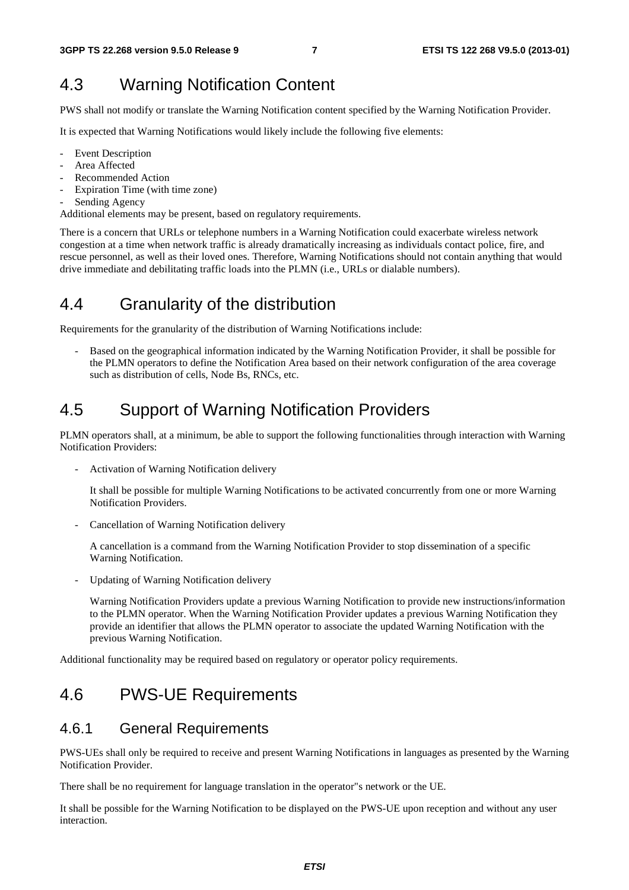## 4.3 Warning Notification Content

PWS shall not modify or translate the Warning Notification content specified by the Warning Notification Provider.

It is expected that Warning Notifications would likely include the following five elements:

- Event Description
- Area Affected
- Recommended Action
- Expiration Time (with time zone)
- Sending Agency

Additional elements may be present, based on regulatory requirements.

There is a concern that URLs or telephone numbers in a Warning Notification could exacerbate wireless network congestion at a time when network traffic is already dramatically increasing as individuals contact police, fire, and rescue personnel, as well as their loved ones. Therefore, Warning Notifications should not contain anything that would drive immediate and debilitating traffic loads into the PLMN (i.e., URLs or dialable numbers).

## 4.4 Granularity of the distribution

Requirements for the granularity of the distribution of Warning Notifications include:

- Based on the geographical information indicated by the Warning Notification Provider, it shall be possible for the PLMN operators to define the Notification Area based on their network configuration of the area coverage such as distribution of cells, Node Bs, RNCs, etc.

## 4.5 Support of Warning Notification Providers

PLMN operators shall, at a minimum, be able to support the following functionalities through interaction with Warning Notification Providers:

- Activation of Warning Notification delivery

  It shall be possible for multiple Warning Notifications to be activated concurrently from one or more Warning Notification Providers.

- Cancellation of Warning Notification delivery

  A cancellation is a command from the Warning Notification Provider to stop dissemination of a specific Warning Notification.

- Updating of Warning Notification delivery

  Warning Notification Providers update a previous Warning Notification to provide new instructions/information to the PLMN operator. When the Warning Notification Provider updates a previous Warning Notification they provide an identifier that allows the PLMN operator to associate the updated Warning Notification with the previous Warning Notification.

Additional functionality may be required based on regulatory or operator policy requirements.

## 4.6 PWS-UE Requirements

### 4.6.1 General Requirements

PWS-UEs shall only be required to receive and present Warning Notifications in languages as presented by the Warning Notification Provider.

There shall be no requirement for language translation in the operator"s network or the UE.

It shall be possible for the Warning Notification to be displayed on the PWS-UE upon reception and without any user interaction.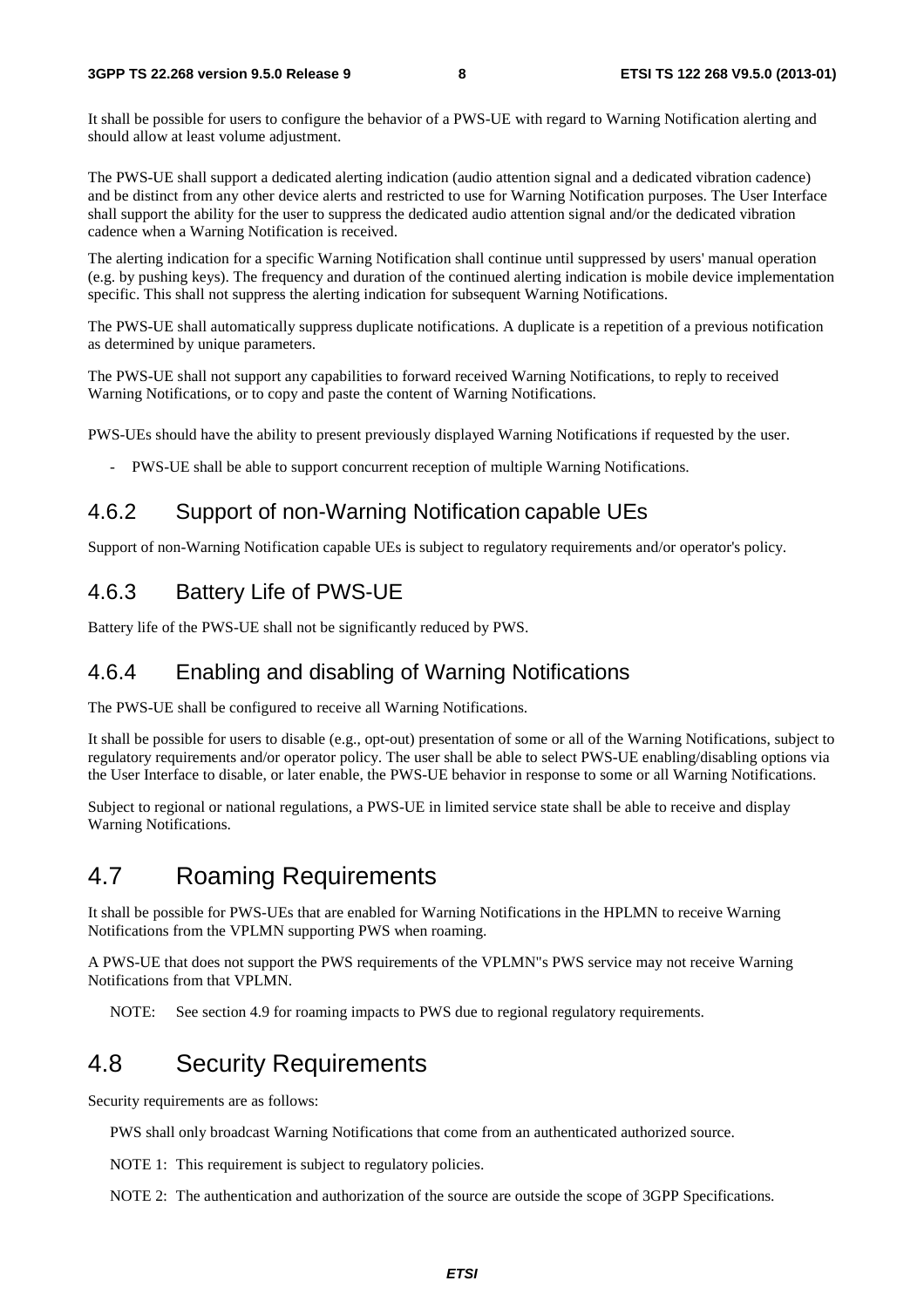It shall be possible for users to configure the behavior of a PWS-UE with regard to Warning Notification alerting and should allow at least volume adjustment.

The PWS-UE shall support a dedicated alerting indication (audio attention signal and a dedicated vibration cadence) and be distinct from any other device alerts and restricted to use for Warning Notification purposes. The User Interface shall support the ability for the user to suppress the dedicated audio attention signal and/or the dedicated vibration cadence when a Warning Notification is received.

The alerting indication for a specific Warning Notification shall continue until suppressed by users' manual operation (e.g. by pushing keys). The frequency and duration of the continued alerting indication is mobile device implementation specific. This shall not suppress the alerting indication for subsequent Warning Notifications.

The PWS-UE shall automatically suppress duplicate notifications. A duplicate is a repetition of a previous notification as determined by unique parameters.

The PWS-UE shall not support any capabilities to forward received Warning Notifications, to reply to received Warning Notifications, or to copy and paste the content of Warning Notifications.

PWS-UEs should have the ability to present previously displayed Warning Notifications if requested by the user.

- PWS-UE shall be able to support concurrent reception of multiple Warning Notifications.

### 4.6.2 Support of non-Warning Notification capable UEs

Support of non-Warning Notification capable UEs is subject to regulatory requirements and/or operator's policy.

### 4.6.3 Battery Life of PWS-UE

Battery life of the PWS-UE shall not be significantly reduced by PWS.

### 4.6.4 Enabling and disabling of Warning Notifications

The PWS-UE shall be configured to receive all Warning Notifications.

It shall be possible for users to disable (e.g., opt-out) presentation of some or all of the Warning Notifications, subject to regulatory requirements and/or operator policy. The user shall be able to select PWS-UE enabling/disabling options via the User Interface to disable, or later enable, the PWS-UE behavior in response to some or all Warning Notifications.

Subject to regional or national regulations, a PWS-UE in limited service state shall be able to receive and display Warning Notifications.

## 4.7 Roaming Requirements

It shall be possible for PWS-UEs that are enabled for Warning Notifications in the HPLMN to receive Warning Notifications from the VPLMN supporting PWS when roaming.

A PWS-UE that does not support the PWS requirements of the VPLMN"s PWS service may not receive Warning Notifications from that VPLMN.

NOTE: See section 4.9 for roaming impacts to PWS due to regional regulatory requirements.

## 4.8 Security Requirements

Security requirements are as follows:

PWS shall only broadcast Warning Notifications that come from an authenticated authorized source.

NOTE 1: This requirement is subject to regulatory policies.

NOTE 2: The authentication and authorization of the source are outside the scope of 3GPP Specifications.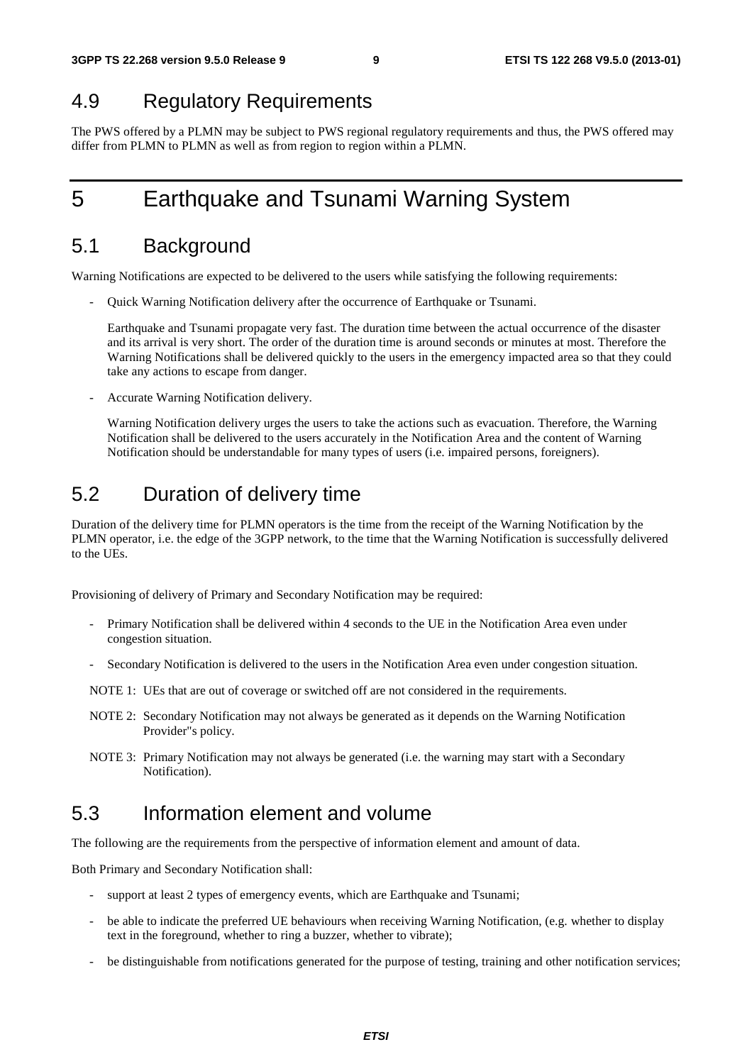## 4.9 Regulatory Requirements

The PWS offered by a PLMN may be subject to PWS regional regulatory requirements and thus, the PWS offered may differ from PLMN to PLMN as well as from region to region within a PLMN.

# 5 Earthquake and Tsunami Warning System

## 5.1 Background

Warning Notifications are expected to be delivered to the users while satisfying the following requirements:

- Quick Warning Notification delivery after the occurrence of Earthquake or Tsunami.

  Earthquake and Tsunami propagate very fast. The duration time between the actual occurrence of the disaster and its arrival is very short. The order of the duration time is around seconds or minutes at most. Therefore the Warning Notifications shall be delivered quickly to the users in the emergency impacted area so that they could take any actions to escape from danger.

- Accurate Warning Notification delivery.

  Warning Notification delivery urges the users to take the actions such as evacuation. Therefore, the Warning Notification shall be delivered to the users accurately in the Notification Area and the content of Warning Notification should be understandable for many types of users (i.e. impaired persons, foreigners).

## 5.2 Duration of delivery time

Duration of the delivery time for PLMN operators is the time from the receipt of the Warning Notification by the PLMN operator, i.e. the edge of the 3GPP network, to the time that the Warning Notification is successfully delivered to the UEs.

Provisioning of delivery of Primary and Secondary Notification may be required:

- Primary Notification shall be delivered within 4 seconds to the UE in the Notification Area even under congestion situation.
- Secondary Notification is delivered to the users in the Notification Area even under congestion situation.

NOTE 1: UEs that are out of coverage or switched off are not considered in the requirements.

NOTE 2: Secondary Notification may not always be generated as it depends on the Warning Notification Provider"s policy.

NOTE 3: Primary Notification may not always be generated (i.e. the warning may start with a Secondary Notification).

## 5.3 Information element and volume

The following are the requirements from the perspective of information element and amount of data.

Both Primary and Secondary Notification shall:

- support at least 2 types of emergency events, which are Earthquake and Tsunami;
- be able to indicate the preferred UE behaviours when receiving Warning Notification, (e.g. whether to display text in the foreground, whether to ring a buzzer, whether to vibrate);
- be distinguishable from notifications generated for the purpose of testing, training and other notification services;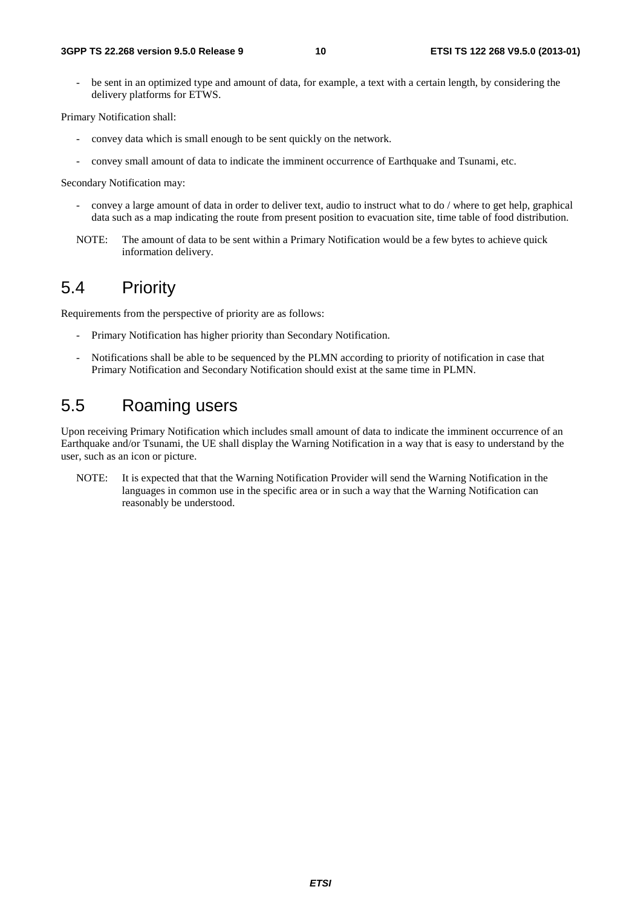- be sent in an optimized type and amount of data, for example, a text with a certain length, by considering the delivery platforms for ETWS.

Primary Notification shall:

- convey data which is small enough to be sent quickly on the network.
- convey small amount of data to indicate the imminent occurrence of Earthquake and Tsunami, etc.

Secondary Notification may:

- convey a large amount of data in order to deliver text, audio to instruct what to do / where to get help, graphical data such as a map indicating the route from present position to evacuation site, time table of food distribution.

NOTE: The amount of data to be sent within a Primary Notification would be a few bytes to achieve quick information delivery.

## 5.4 Priority

Requirements from the perspective of priority are as follows:

- Primary Notification has higher priority than Secondary Notification.
- Notifications shall be able to be sequenced by the PLMN according to priority of notification in case that Primary Notification and Secondary Notification should exist at the same time in PLMN.

## 5.5 Roaming users

Upon receiving Primary Notification which includes small amount of data to indicate the imminent occurrence of an Earthquake and/or Tsunami, the UE shall display the Warning Notification in a way that is easy to understand by the user, such as an icon or picture.

NOTE: It is expected that that the Warning Notification Provider will send the Warning Notification in the languages in common use in the specific area or in such a way that the Warning Notification can reasonably be understood.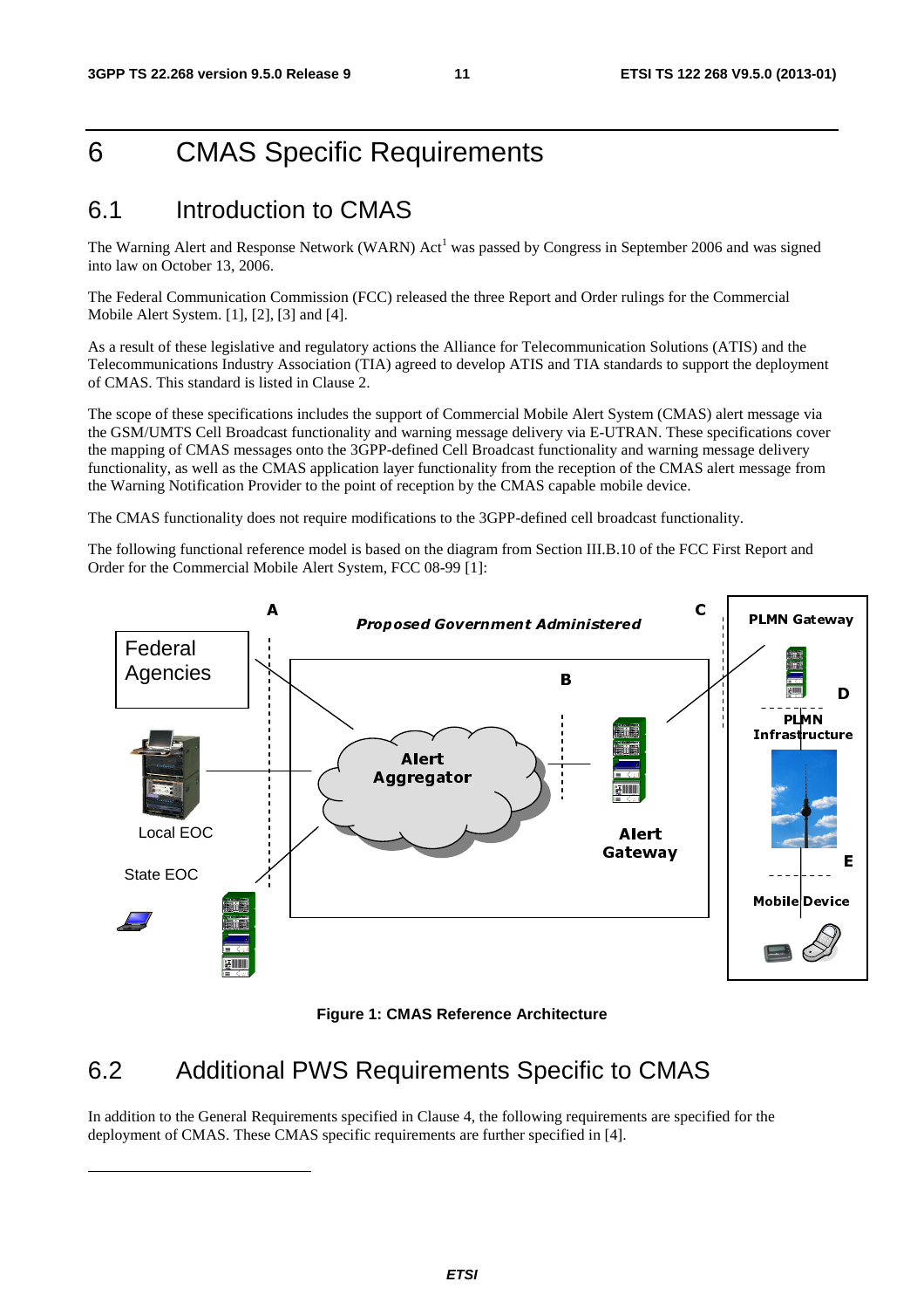# 6 CMAS Specific Requirements

## 6.1 Introduction to CMAS

The Warning Alert and Response Network (WARN) Act[1] was passed by Congress in September 2006 and was signed into law on October 13, 2006.

The Federal Communication Commission (FCC) released the three Report and Order rulings for the Commercial Mobile Alert System. [1], [2], [3] and [4].

As a result of these legislative and regulatory actions the Alliance for Telecommunication Solutions (ATIS) and the Telecommunications Industry Association (TIA) agreed to develop ATIS and TIA standards to support the deployment of CMAS. This standard is listed in Clause 2.

The scope of these specifications includes the support of Commercial Mobile Alert System (CMAS) alert message via the GSM/UMTS Cell Broadcast functionality and warning message delivery via E-UTRAN. These specifications cover the mapping of CMAS messages onto the 3GPP-defined Cell Broadcast functionality and warning message delivery functionality, as well as the CMAS application layer functionality from the reception of the CMAS alert message from the Warning Notification Provider to the point of reception by the CMAS capable mobile device.

The CMAS functionality does not require modifications to the 3GPP-defined cell broadcast functionality.

The following functional reference model is based on the diagram from Section III.B.10 of the FCC First Report and Order for the Commercial Mobile Alert System, FCC 08-99 [1]:

Figure 1: CMAS Reference Architecture

## 6.2 Additional PWS Requirements Specific to CMAS

In addition to the General Requirements specified in Clause 4, the following requirements are specified for the deployment of CMAS. These CMAS specific requirements are further specified in [4].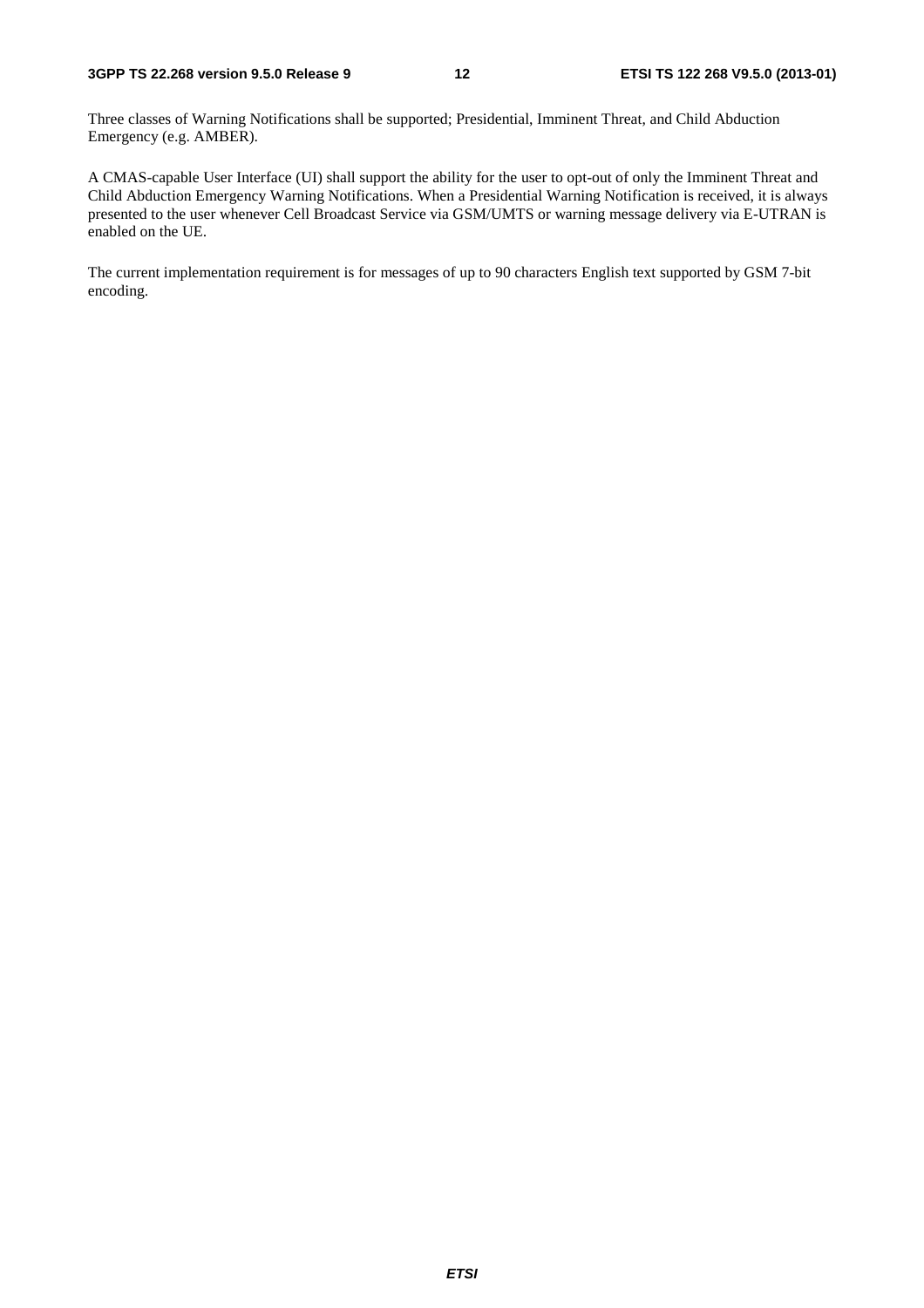Three classes of Warning Notifications shall be supported; Presidential, Imminent Threat, and Child Abduction Emergency (e.g. AMBER).

A CMAS-capable User Interface (UI) shall support the ability for the user to opt-out of only the Imminent Threat and Child Abduction Emergency Warning Notifications. When a Presidential Warning Notification is received, it is always presented to the user whenever Cell Broadcast Service via GSM/UMTS or warning message delivery via E-UTRAN is enabled on the UE.

The current implementation requirement is for messages of up to 90 characters English text supported by GSM 7-bit encoding.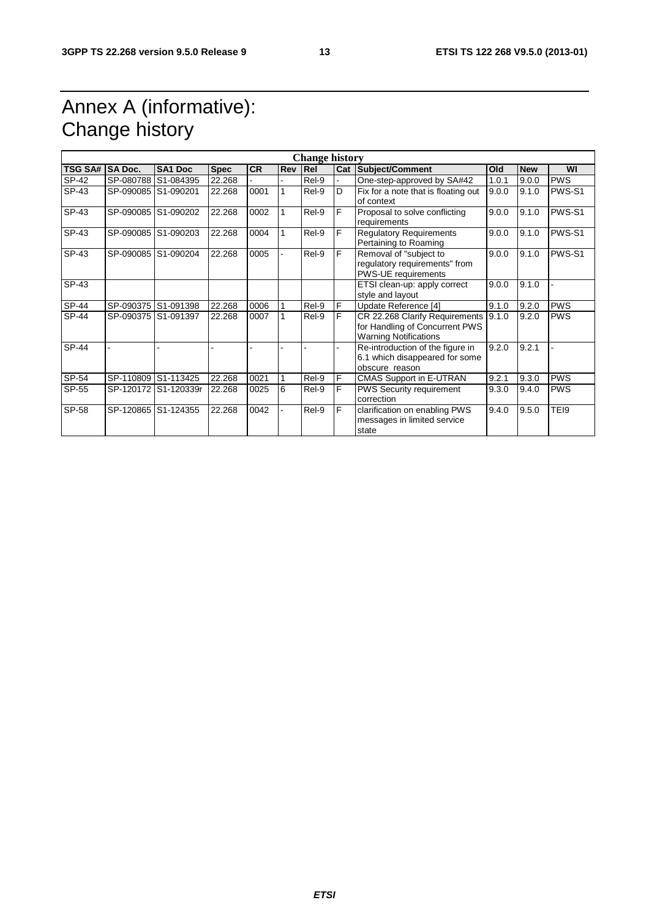# Annex A (informative): Change history

| Change history | | | | | | | | | | | |
|---|---|---|---|---|---|---|---|---|---|---|---|
| **TSG SA#** | **SA Doc.** | **SA1 Doc** | **Spec** | **CR** | **Rev** | **Rel** | **Cat** | **Subject/Comment** | **Old** | **New** | **WI** |
| SP-42 | SP-080788 | S1-084395 | 22.268 | - | - | Rel-9 | - | One-step-approved by SA#42 | 1.0.1 | 9.0.0 | PWS |
| SP-43 | SP-090085 | S1-090201 | 22.268 | 0001 | 1 | Rel-9 | D | Fix for a note that is floating out of context | 9.0.0 | 9.1.0 | PWS-S1 |
| SP-43 | SP-090085 | S1-090202 | 22.268 | 0002 | 1 | Rel-9 | F | Proposal to solve conflicting requirements | 9.0.0 | 9.1.0 | PWS-S1 |
| SP-43 | SP-090085 | S1-090203 | 22.268 | 0004 | 1 | Rel-9 | F | Regulatory Requirements Pertaining to Roaming | 9.0.0 | 9.1.0 | PWS-S1 |
| SP-43 | SP-090085 | S1-090204 | 22.268 | 0005 | - | Rel-9 | F | Removal of "subject to regulatory requirements" from PWS-UE requirements | 9.0.0 | 9.1.0 | PWS-S1 |
| SP-43 | | | | | | | | ETSI clean-up: apply correct style and layout | 9.0.0 | 9.1.0 | - |
| SP-44 | SP-090375 | S1-091398 | 22.268 | 0006 | 1 | Rel-9 | F | Update Reference [4] | 9.1.0 | 9.2.0 | PWS |
| SP-44 | SP-090375 | S1-091397 | 22.268 | 0007 | 1 | Rel-9 | F | CR 22.268 Clarify Requirements for Handling of Concurrent PWS Warning Notifications | 9.1.0 | 9.2.0 | PWS |
| SP-44 | - | - | - | - | - | - | - | Re-introduction of the figure in 6.1 which disappeared for some obscure reason | 9.2.0 | 9.2.1 | - |
| SP-54 | SP-110809 | S1-113425 | 22.268 | 0021 | 1 | Rel-9 | F | CMAS Support in E-UTRAN | 9.2.1 | 9.3.0 | PWS |
| SP-55 | SP-120172 | S1-120339r | 22.268 | 0025 | 6 | Rel-9 | F | PWS Security requirement correction | 9.3.0 | 9.4.0 | PWS |
| SP-58 | SP-120865 | S1-124355 | 22.268 | 0042 | - | Rel-9 | F | clarification on enabling PWS messages in limited service state | 9.4.0 | 9.5.0 | TEI9 |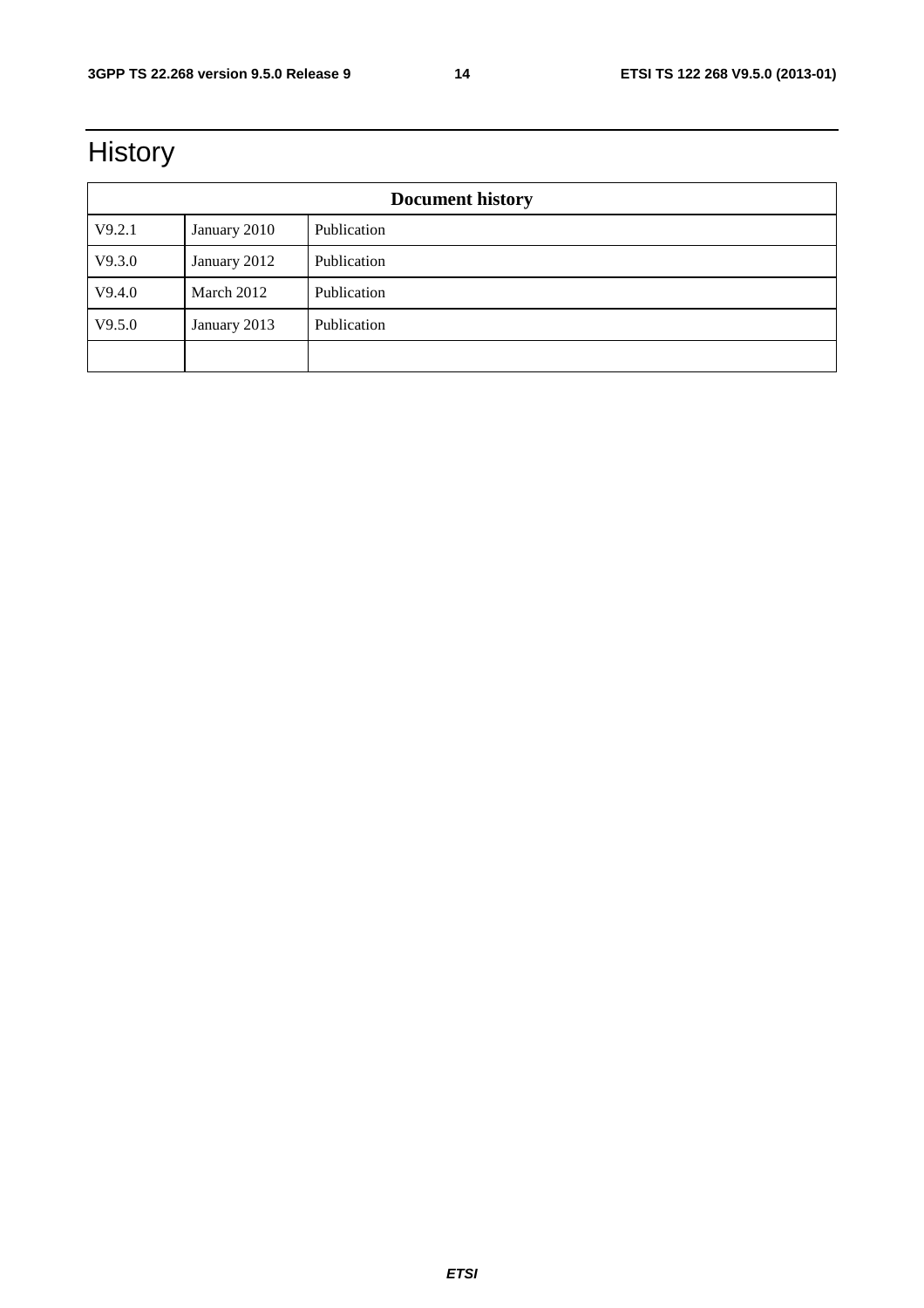# History

| Document history | | |
|---|---|---|
| V9.2.1 | January 2010 | Publication |
| V9.3.0 | January 2012 | Publication |
| V9.4.0 | March 2012 | Publication |
| V9.5.0 | January 2013 | Publication |
| | | |